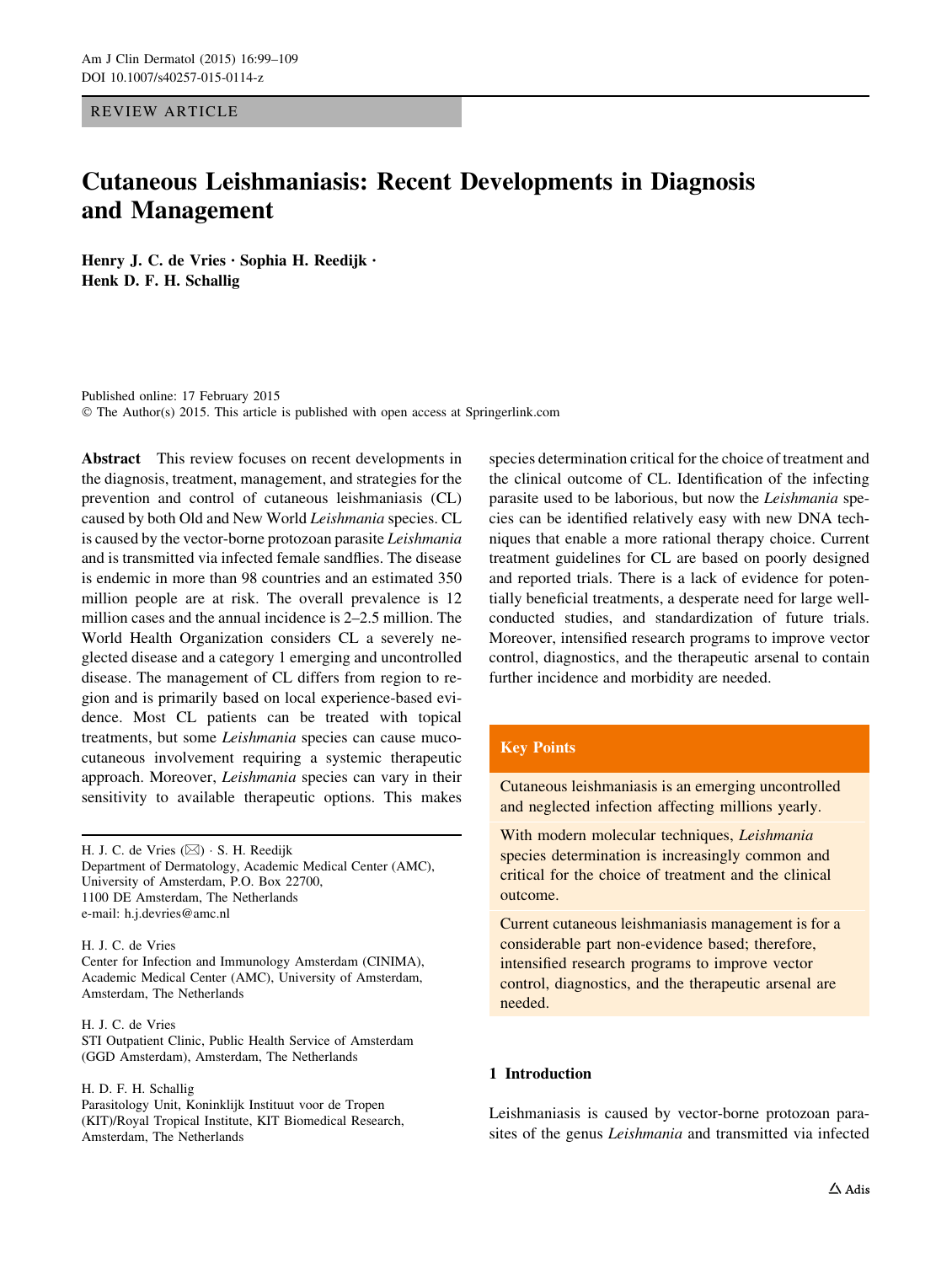REVIEW ARTICLE

# Cutaneous Leishmaniasis: Recent Developments in Diagnosis and Management

**Henry J. C. de Vries · Sophia H. Reedijk · Henk D. F. H. Schallig**

Published online: 17 February 2015
© The Author(s) 2015. This article is published with open access at Springerlink.com

**Abstract** This review focuses on recent developments in the diagnosis, treatment, management, and strategies for the prevention and control of cutaneous leishmaniasis (CL) caused by both Old and New World *Leishmania* species. CL is caused by the vector-borne protozoan parasite *Leishmania* and is transmitted via infected female sandflies. The disease is endemic in more than 98 countries and an estimated 350 million people are at risk. The overall prevalence is 12 million cases and the annual incidence is 2–2.5 million. The World Health Organization considers CL a severely neglected disease and a category 1 emerging and uncontrolled disease. The management of CL differs from region to region and is primarily based on local experience-based evidence. Most CL patients can be treated with topical treatments, but some *Leishmania* species can cause mucocutaneous involvement requiring a systemic therapeutic approach. Moreover, *Leishmania* species can vary in their sensitivity to available therapeutic options. This makes species determination critical for the choice of treatment and the clinical outcome of CL. Identification of the infecting parasite used to be laborious, but now the *Leishmania* species can be identified relatively easy with new DNA techniques that enable a more rational therapy choice. Current treatment guidelines for CL are based on poorly designed and reported trials. There is a lack of evidence for potentially beneficial treatments, a desperate need for large well-conducted studies, and standardization of future trials. Moreover, intensified research programs to improve vector control, diagnostics, and the therapeutic arsenal to contain further incidence and morbidity are needed.

H. J. C. de Vries (✉) · S. H. Reedijk
Department of Dermatology, Academic Medical Center (AMC), University of Amsterdam, P.O. Box 22700, 1100 DE Amsterdam, The Netherlands
e-mail: h.j.devries@amc.nl

H. J. C. de Vries
Center for Infection and Immunology Amsterdam (CINIMA), Academic Medical Center (AMC), University of Amsterdam, Amsterdam, The Netherlands

H. J. C. de Vries
STI Outpatient Clinic, Public Health Service of Amsterdam (GGD Amsterdam), Amsterdam, The Netherlands

H. D. F. H. Schallig
Parasitology Unit, Koninklijk Instituut voor de Tropen (KIT)/Royal Tropical Institute, KIT Biomedical Research, Amsterdam, The Netherlands

**Key Points**

- Cutaneous leishmaniasis is an emerging uncontrolled and neglected infection affecting millions yearly.
- With modern molecular techniques, *Leishmania* species determination is increasingly common and critical for the choice of treatment and the clinical outcome.
- Current cutaneous leishmaniasis management is for a considerable part non-evidence based; therefore, intensified research programs to improve vector control, diagnostics, and the therapeutic arsenal are needed.

## 1 Introduction

Leishmaniasis is caused by vector-borne protozoan parasites of the genus *Leishmania* and transmitted via infected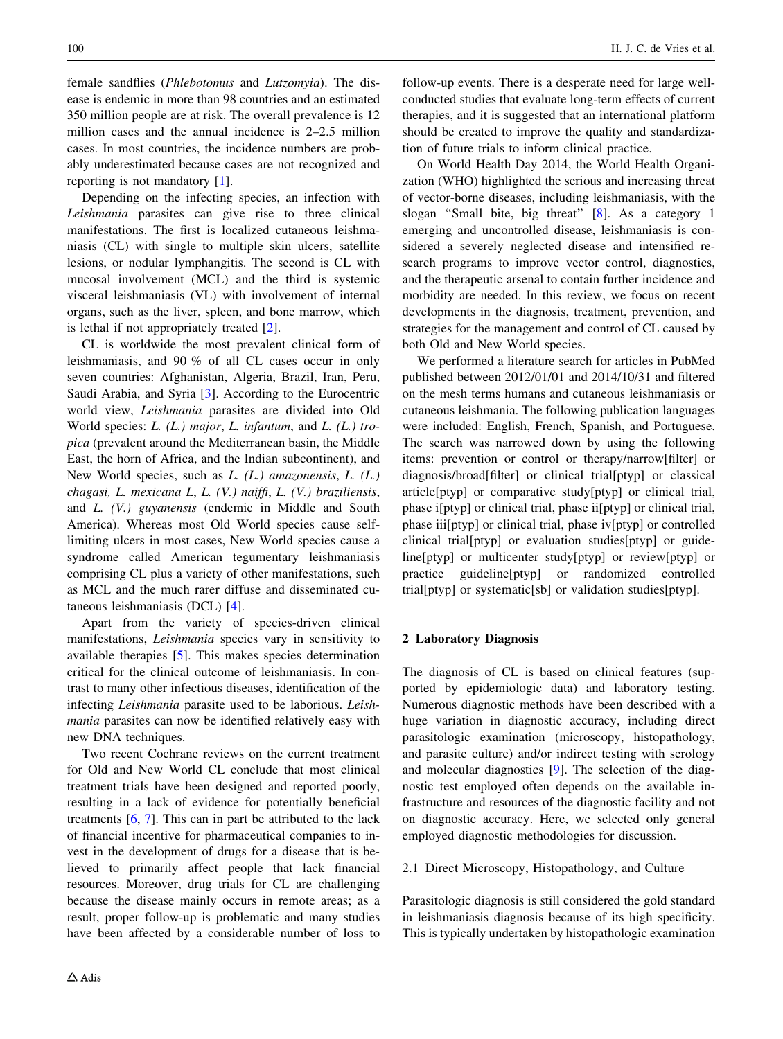female sandflies (*Phlebotomus* and *Lutzomyia*). The disease is endemic in more than 98 countries and an estimated 350 million people are at risk. The overall prevalence is 12 million cases and the annual incidence is 2–2.5 million cases. In most countries, the incidence numbers are probably underestimated because cases are not recognized and reporting is not mandatory [1].

Depending on the infecting species, an infection with *Leishmania* parasites can give rise to three clinical manifestations. The first is localized cutaneous leishmaniasis (CL) with single to multiple skin ulcers, satellite lesions, or nodular lymphangitis. The second is CL with mucosal involvement (MCL) and the third is systemic visceral leishmaniasis (VL) with involvement of internal organs, such as the liver, spleen, and bone marrow, which is lethal if not appropriately treated [2].

CL is worldwide the most prevalent clinical form of leishmaniasis, and 90 % of all CL cases occur in only seven countries: Afghanistan, Algeria, Brazil, Iran, Peru, Saudi Arabia, and Syria [3]. According to the Eurocentric world view, *Leishmania* parasites are divided into Old World species: *L. (L.) major*, *L. infantum*, and *L. (L.) tropica* (prevalent around the Mediterranean basin, the Middle East, the horn of Africa, and the Indian subcontinent), and New World species, such as *L. (L.) amazonensis*, *L. (L.) chagasi, L. mexicana L*, *L. (V.) naiffi*, *L. (V.) braziliensis*, and *L. (V.) guyanensis* (endemic in Middle and South America). Whereas most Old World species cause self-limiting ulcers in most cases, New World species cause a syndrome called American tegumentary leishmaniasis comprising CL plus a variety of other manifestations, such as MCL and the much rarer diffuse and disseminated cutaneous leishmaniasis (DCL) [4].

Apart from the variety of species-driven clinical manifestations, *Leishmania* species vary in sensitivity to available therapies [5]. This makes species determination critical for the clinical outcome of leishmaniasis. In contrast to many other infectious diseases, identification of the infecting *Leishmania* parasite used to be laborious. *Leishmania* parasites can now be identified relatively easy with new DNA techniques.

Two recent Cochrane reviews on the current treatment for Old and New World CL conclude that most clinical treatment trials have been designed and reported poorly, resulting in a lack of evidence for potentially beneficial treatments [6, 7]. This can in part be attributed to the lack of financial incentive for pharmaceutical companies to invest in the development of drugs for a disease that is believed to primarily affect people that lack financial resources. Moreover, drug trials for CL are challenging because the disease mainly occurs in remote areas; as a result, proper follow-up is problematic and many studies have been affected by a considerable number of loss to follow-up events. There is a desperate need for large well-conducted studies that evaluate long-term effects of current therapies, and it is suggested that an international platform should be created to improve the quality and standardization of future trials to inform clinical practice.

On World Health Day 2014, the World Health Organization (WHO) highlighted the serious and increasing threat of vector-borne diseases, including leishmaniasis, with the slogan "Small bite, big threat" [8]. As a category 1 emerging and uncontrolled disease, leishmaniasis is considered a severely neglected disease and intensified research programs to improve vector control, diagnostics, and the therapeutic arsenal to contain further incidence and morbidity are needed. In this review, we focus on recent developments in the diagnosis, treatment, prevention, and strategies for the management and control of CL caused by both Old and New World species.

We performed a literature search for articles in PubMed published between 2012/01/01 and 2014/10/31 and filtered on the mesh terms humans and cutaneous leishmaniasis or cutaneous leishmania. The following publication languages were included: English, French, Spanish, and Portuguese. The search was narrowed down by using the following items: prevention or control or therapy/narrow[filter] or diagnosis/broad[filter] or clinical trial[ptyp] or classical article[ptyp] or comparative study[ptyp] or clinical trial, phase i[ptyp] or clinical trial, phase ii[ptyp] or clinical trial, phase iii[ptyp] or clinical trial, phase iv[ptyp] or controlled clinical trial[ptyp] or evaluation studies[ptyp] or guideline[ptyp] or multicenter study[ptyp] or review[ptyp] or practice guideline[ptyp] or randomized controlled trial[ptyp] or systematic[sb] or validation studies[ptyp].

## 2 Laboratory Diagnosis

The diagnosis of CL is based on clinical features (supported by epidemiologic data) and laboratory testing. Numerous diagnostic methods have been described with a huge variation in diagnostic accuracy, including direct parasitologic examination (microscopy, histopathology, and parasite culture) and/or indirect testing with serology and molecular diagnostics [9]. The selection of the diagnostic test employed often depends on the available infrastructure and resources of the diagnostic facility and not on diagnostic accuracy. Here, we selected only general employed diagnostic methodologies for discussion.

### 2.1 Direct Microscopy, Histopathology, and Culture

Parasitologic diagnosis is still considered the gold standard in leishmaniasis diagnosis because of its high specificity. This is typically undertaken by histopathologic examination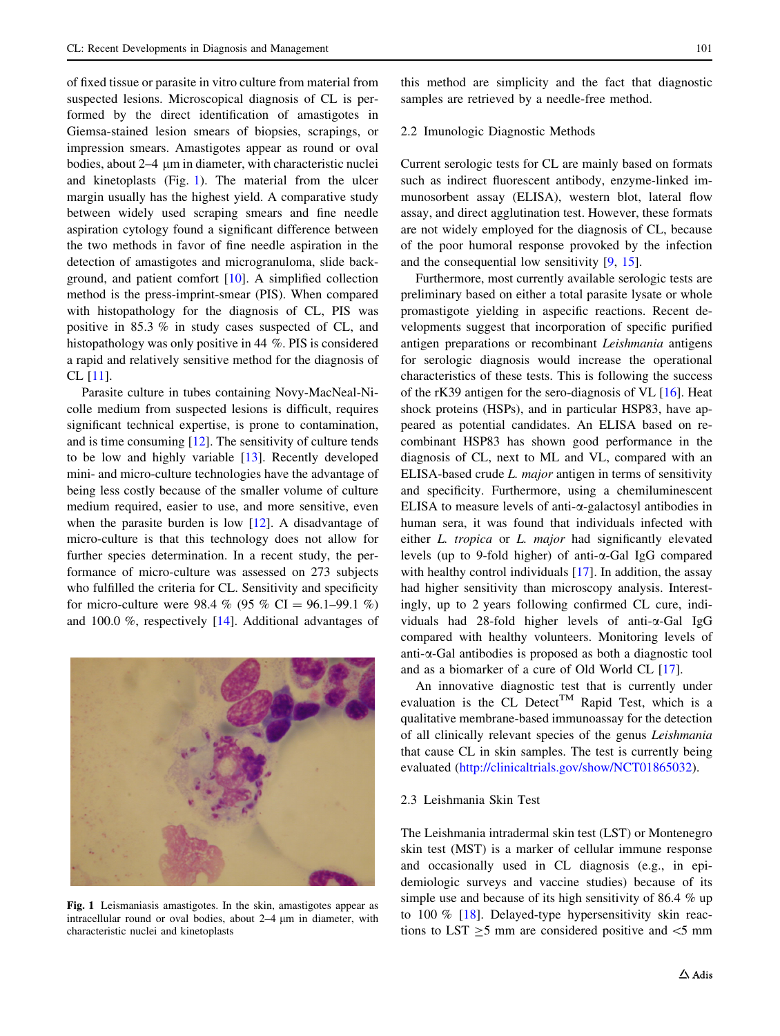of fixed tissue or parasite in vitro culture from material from suspected lesions. Microscopical diagnosis of CL is performed by the direct identification of amastigotes in Giemsa-stained lesion smears of biopsies, scrapings, or impression smears. Amastigotes appear as round or oval bodies, about 2–4 µm in diameter, with characteristic nuclei and kinetoplasts (Fig. 1). The material from the ulcer margin usually has the highest yield. A comparative study between widely used scraping smears and fine needle aspiration cytology found a significant difference between the two methods in favor of fine needle aspiration in the detection of amastigotes and microgranuloma, slide background, and patient comfort [10]. A simplified collection method is the press-imprint-smear (PIS). When compared with histopathology for the diagnosis of CL, PIS was positive in 85.3 % in study cases suspected of CL, and histopathology was only positive in 44 %. PIS is considered a rapid and relatively sensitive method for the diagnosis of CL [11].

Parasite culture in tubes containing Novy-MacNeal-Nicolle medium from suspected lesions is difficult, requires significant technical expertise, is prone to contamination, and is time consuming [12]. The sensitivity of culture tends to be low and highly variable [13]. Recently developed mini- and micro-culture technologies have the advantage of being less costly because of the smaller volume of culture medium required, easier to use, and more sensitive, even when the parasite burden is low [12]. A disadvantage of micro-culture is that this technology does not allow for further species determination. In a recent study, the performance of micro-culture was assessed on 273 subjects who fulfilled the criteria for CL. Sensitivity and specificity for micro-culture were 98.4 % (95 % CI = 96.1–99.1 %) and 100.0 %, respectively [14]. Additional advantages of this method are simplicity and the fact that diagnostic samples are retrieved by a needle-free method.

**Fig. 1** Leismaniasis amastigotes. In the skin, amastigotes appear as intracellular round or oval bodies, about 2–4 µm in diameter, with characteristic nuclei and kinetoplasts

### 2.2 Immunologic Diagnostic Methods

Current serologic tests for CL are mainly based on formats such as indirect fluorescent antibody, enzyme-linked immunosorbent assay (ELISA), western blot, lateral flow assay, and direct agglutination test. However, these formats are not widely employed for the diagnosis of CL, because of the poor humoral response provoked by the infection and the consequential low sensitivity [9, 15].

Furthermore, most currently available serologic tests are preliminary based on either a total parasite lysate or whole promastigote yielding in aspecific reactions. Recent developments suggest that incorporation of specific purified antigen preparations or recombinant *Leishmania* antigens for serologic diagnosis would increase the operational characteristics of these tests. This is following the success of the rK39 antigen for the sero-diagnosis of VL [16]. Heat shock proteins (HSPs), and in particular HSP83, have appeared as potential candidates. An ELISA based on recombinant HSP83 has shown good performance in the diagnosis of CL, next to ML and VL, compared with an ELISA-based crude *L. major* antigen in terms of sensitivity and specificity. Furthermore, using a chemiluminescent ELISA to measure levels of anti-α-galactosyl antibodies in human sera, it was found that individuals infected with either *L. tropica* or *L. major* had significantly elevated levels (up to 9-fold higher) of anti-α-Gal IgG compared with healthy control individuals [17]. In addition, the assay had higher sensitivity than microscopy analysis. Interestingly, up to 2 years following confirmed CL cure, individuals had 28-fold higher levels of anti-α-Gal IgG compared with healthy volunteers. Monitoring levels of anti-α-Gal antibodies is proposed as both a diagnostic tool and as a biomarker of a cure of Old World CL [17].

An innovative diagnostic test that is currently under evaluation is the CL Detect™ Rapid Test, which is a qualitative membrane-based immunoassay for the detection of all clinically relevant species of the genus *Leishmania* that cause CL in skin samples. The test is currently being evaluated (http://clinicaltrials.gov/show/NCT01865032).

### 2.3 Leishmania Skin Test

The Leishmania intradermal skin test (LST) or Montenegro skin test (MST) is a marker of cellular immune response and occasionally used in CL diagnosis (e.g., in epidemiologic surveys and vaccine studies) because of its simple use and because of its high sensitivity of 86.4 % up to 100 % [18]. Delayed-type hypersensitivity skin reactions to LST $\geq$5 mm are considered positive and $<$5 mm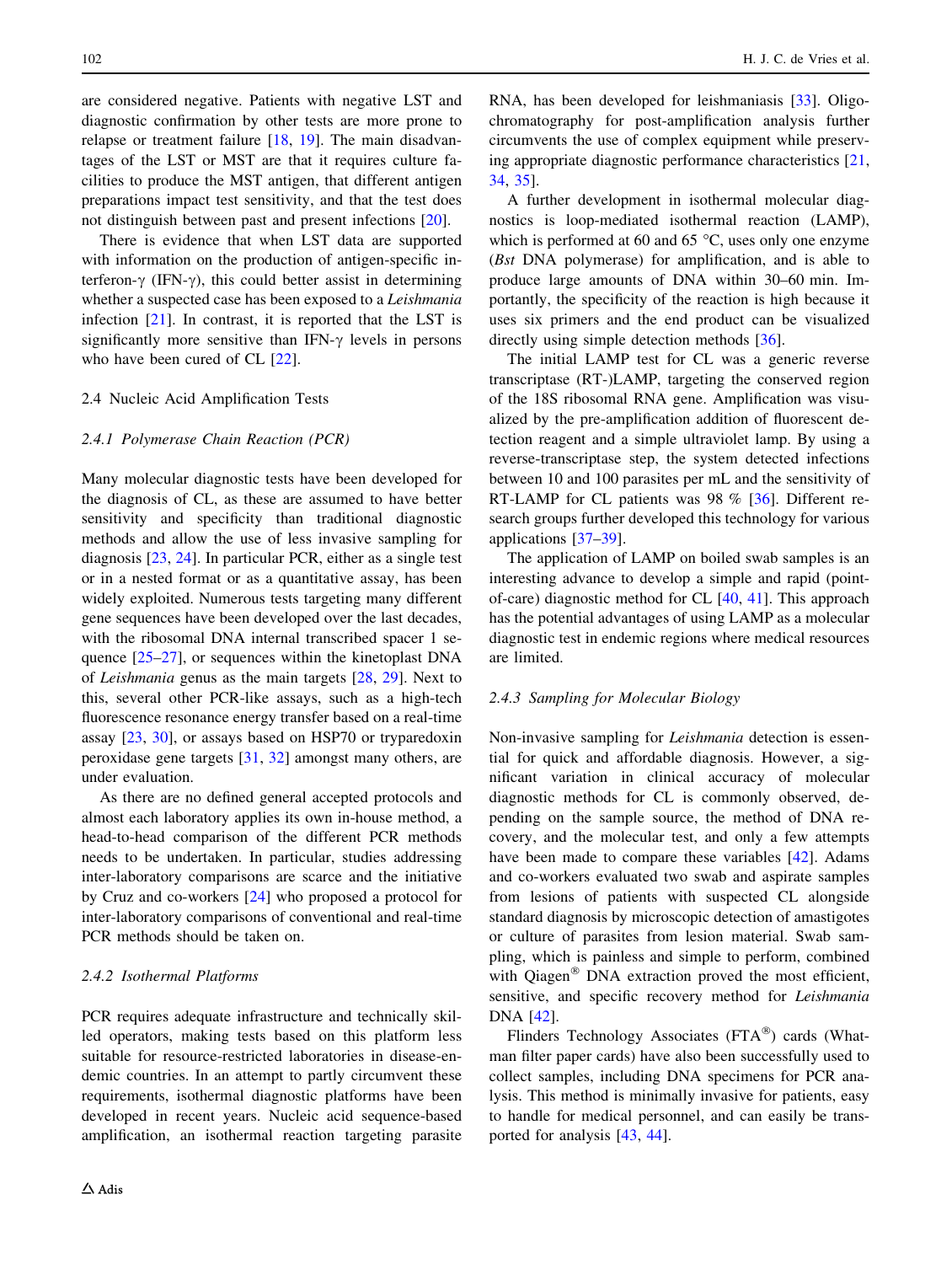are considered negative. Patients with negative LST and diagnostic confirmation by other tests are more prone to relapse or treatment failure [18, 19]. The main disadvantages of the LST or MST are that it requires culture facilities to produce the MST antigen, that different antigen preparations impact test sensitivity, and that the test does not distinguish between past and present infections [20].

There is evidence that when LST data are supported with information on the production of antigen-specific interferon-γ (IFN-γ), this could better assist in determining whether a suspected case has been exposed to a *Leishmania* infection [21]. In contrast, it is reported that the LST is significantly more sensitive than IFN-γ levels in persons who have been cured of CL [22].

### 2.4 Nucleic Acid Amplification Tests

#### 2.4.1 Polymerase Chain Reaction (PCR)

Many molecular diagnostic tests have been developed for the diagnosis of CL, as these are assumed to have better sensitivity and specificity than traditional diagnostic methods and allow the use of less invasive sampling for diagnosis [23, 24]. In particular PCR, either as a single test or in a nested format or as a quantitative assay, has been widely exploited. Numerous tests targeting many different gene sequences have been developed over the last decades, with the ribosomal DNA internal transcribed spacer 1 sequence [25–27], or sequences within the kinetoplast DNA of *Leishmania* genus as the main targets [28, 29]. Next to this, several other PCR-like assays, such as a high-tech fluorescence resonance energy transfer based on a real-time assay [23, 30], or assays based on HSP70 or tryparedoxin peroxidase gene targets [31, 32] amongst many others, are under evaluation.

As there are no defined general accepted protocols and almost each laboratory applies its own in-house method, a head-to-head comparison of the different PCR methods needs to be undertaken. In particular, studies addressing inter-laboratory comparisons are scarce and the initiative by Cruz and co-workers [24] who proposed a protocol for inter-laboratory comparisons of conventional and real-time PCR methods should be taken on.

#### 2.4.2 Isothermal Platforms

PCR requires adequate infrastructure and technically skilled operators, making tests based on this platform less suitable for resource-restricted laboratories in disease-endemic countries. In an attempt to partly circumvent these requirements, isothermal diagnostic platforms have been developed in recent years. Nucleic acid sequence-based amplification, an isothermal reaction targeting parasite RNA, has been developed for leishmaniasis [33]. Oligochromatography for post-amplification analysis further circumvents the use of complex equipment while preserving appropriate diagnostic performance characteristics [21, 34, 35].

A further development in isothermal molecular diagnostics is loop-mediated isothermal reaction (LAMP), which is performed at 60 and 65 °C, uses only one enzyme (*Bst* DNA polymerase) for amplification, and is able to produce large amounts of DNA within 30–60 min. Importantly, the specificity of the reaction is high because it uses six primers and the end product can be visualized directly using simple detection methods [36].

The initial LAMP test for CL was a generic reverse transcriptase (RT-)LAMP, targeting the conserved region of the 18S ribosomal RNA gene. Amplification was visualized by the pre-amplification addition of fluorescent detection reagent and a simple ultraviolet lamp. By using a reverse-transcriptase step, the system detected infections between 10 and 100 parasites per mL and the sensitivity of RT-LAMP for CL patients was 98 % [36]. Different research groups further developed this technology for various applications [37–39].

The application of LAMP on boiled swab samples is an interesting advance to develop a simple and rapid (point-of-care) diagnostic method for CL [40, 41]. This approach has the potential advantages of using LAMP as a molecular diagnostic test in endemic regions where medical resources are limited.

#### 2.4.3 Sampling for Molecular Biology

Non-invasive sampling for *Leishmania* detection is essential for quick and affordable diagnosis. However, a significant variation in clinical accuracy of molecular diagnostic methods for CL is commonly observed, depending on the sample source, the method of DNA recovery, and the molecular test, and only a few attempts have been made to compare these variables [42]. Adams and co-workers evaluated two swab and aspirate samples from lesions of patients with suspected CL alongside standard diagnosis by microscopic detection of amastigotes or culture of parasites from lesion material. Swab sampling, which is painless and simple to perform, combined with Qiagen® DNA extraction proved the most efficient, sensitive, and specific recovery method for *Leishmania* DNA [42].

Flinders Technology Associates (FTA®) cards (Whatman filter paper cards) have also been successfully used to collect samples, including DNA specimens for PCR analysis. This method is minimally invasive for patients, easy to handle for medical personnel, and can easily be transported for analysis [43, 44].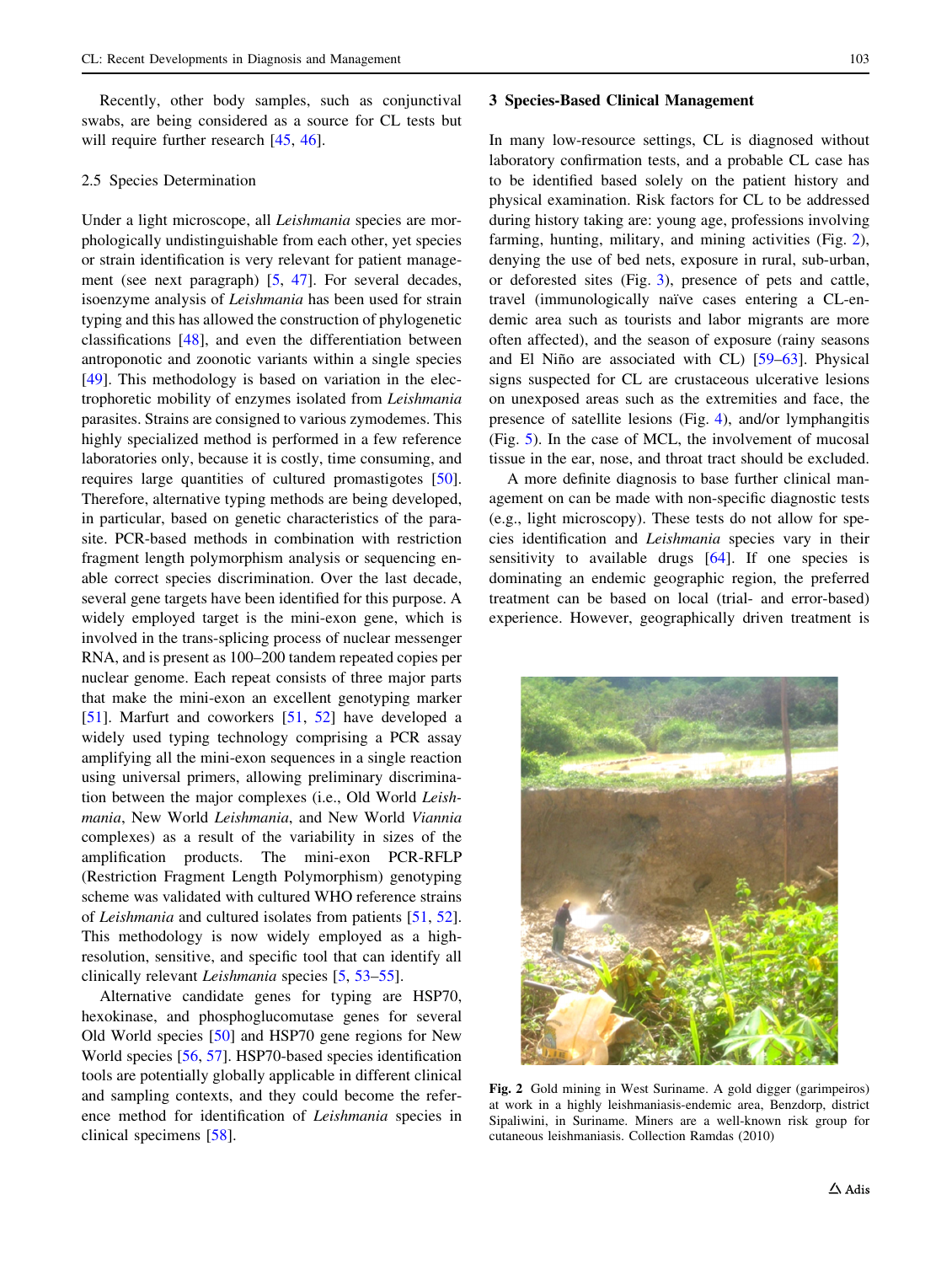Recently, other body samples, such as conjunctival swabs, are being considered as a source for CL tests but will require further research [45, 46].

### 2.5 Species Determination

Under a light microscope, all *Leishmania* species are morphologically undistinguishable from each other, yet species or strain identification is very relevant for patient management (see next paragraph) [5, 47]. For several decades, isoenzyme analysis of *Leishmania* has been used for strain typing and this has allowed the construction of phylogenetic classifications [48], and even the differentiation between antroponotic and zoonotic variants within a single species [49]. This methodology is based on variation in the electrophoretic mobility of enzymes isolated from *Leishmania* parasites. Strains are consigned to various zymodemes. This highly specialized method is performed in a few reference laboratories only, because it is costly, time consuming, and requires large quantities of cultured promastigotes [50]. Therefore, alternative typing methods are being developed, in particular, based on genetic characteristics of the parasite. PCR-based methods in combination with restriction fragment length polymorphism analysis or sequencing enable correct species discrimination. Over the last decade, several gene targets have been identified for this purpose. A widely employed target is the mini-exon gene, which is involved in the trans-splicing process of nuclear messenger RNA, and is present as 100–200 tandem repeated copies per nuclear genome. Each repeat consists of three major parts that make the mini-exon an excellent genotyping marker [51]. Marfurt and coworkers [51, 52] have developed a widely used typing technology comprising a PCR assay amplifying all the mini-exon sequences in a single reaction using universal primers, allowing preliminary discrimination between the major complexes (i.e., Old World *Leishmania*, New World *Leishmania*, and New World *Viannia* complexes) as a result of the variability in sizes of the amplification products. The mini-exon PCR-RFLP (Restriction Fragment Length Polymorphism) genotyping scheme was validated with cultured WHO reference strains of *Leishmania* and cultured isolates from patients [51, 52]. This methodology is now widely employed as a high-resolution, sensitive, and specific tool that can identify all clinically relevant *Leishmania* species [5, 53–55].

Alternative candidate genes for typing are HSP70, hexokinase, and phosphoglucomutase genes for several Old World species [50] and HSP70 gene regions for New World species [56, 57]. HSP70-based species identification tools are potentially globally applicable in different clinical and sampling contexts, and they could become the reference method for identification of *Leishmania* species in clinical specimens [58].

## 3 Species-Based Clinical Management

In many low-resource settings, CL is diagnosed without laboratory confirmation tests, and a probable CL case has to be identified based solely on the patient history and physical examination. Risk factors for CL to be addressed during history taking are: young age, professions involving farming, hunting, military, and mining activities (Fig. 2), denying the use of bed nets, exposure in rural, sub-urban, or deforested sites (Fig. 3), presence of pets and cattle, travel (immunologically naïve cases entering a CL-endemic area such as tourists and labor migrants are more often affected), and the season of exposure (rainy seasons and El Niño are associated with CL) [59–63]. Physical signs suspected for CL are crustaceous ulcerative lesions on unexposed areas such as the extremities and face, the presence of satellite lesions (Fig. 4), and/or lymphangitis (Fig. 5). In the case of MCL, the involvement of mucosal tissue in the ear, nose, and throat tract should be excluded.

A more definite diagnosis to base further clinical management on can be made with non-specific diagnostic tests (e.g., light microscopy). These tests do not allow for species identification and *Leishmania* species vary in their sensitivity to available drugs [64]. If one species is dominating an endemic geographic region, the preferred treatment can be based on local (trial- and error-based) experience. However, geographically driven treatment is

**Fig. 2** Gold mining in West Suriname. A gold digger (garimpeiros) at work in a highly leishmaniasis-endemic area, Benzdorp, district Sipaliwini, in Suriname. Miners are a well-known risk group for cutaneous leishmaniasis. Collection Ramdas (2010)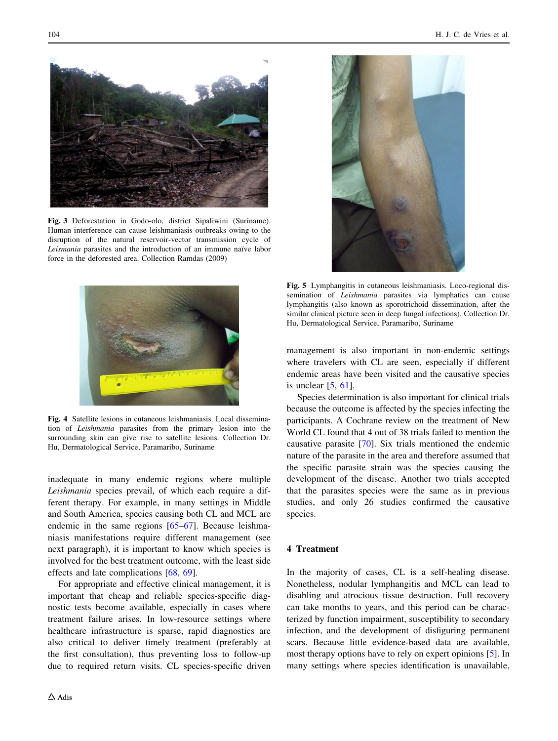Fig. 3 Deforestation in Godo-olo, district Sipaliwini (Suriname). Human interference can cause leishmaniasis outbreaks owing to the disruption of the natural reservoir-vector transmission cycle of *Leismania* parasites and the introduction of an immune naïve labor force in the deforested area. Collection Ramdas (2009)

Fig. 4 Satellite lesions in cutaneous leishmaniasis. Local dissemination of *Leishmania* parasites from the primary lesion into the surrounding skin can give rise to satellite lesions. Collection Dr. Hu, Dermatological Service, Paramaribo, Suriname

inadequate in many endemic regions where multiple *Leishmania* species prevail, of which each require a different therapy. For example, in many settings in Middle and South America, species causing both CL and MCL are endemic in the same regions [65–67]. Because leishmaniasis manifestations require different management (see next paragraph), it is important to know which species is involved for the best treatment outcome, with the least side effects and late complications [68, 69].

For appropriate and effective clinical management, it is important that cheap and reliable species-specific diagnostic tests become available, especially in cases where treatment failure arises. In low-resource settings where healthcare infrastructure is sparse, rapid diagnostics are also critical to deliver timely treatment (preferably at the first consultation), thus preventing loss to follow-up due to required return visits. CL species-specific driven management is also important in non-endemic settings where travelers with CL are seen, especially if different endemic areas have been visited and the causative species is unclear [5, 61].

Species determination is also important for clinical trials because the outcome is affected by the species infecting the participants. A Cochrane review on the treatment of New World CL found that 4 out of 38 trials failed to mention the causative parasite [70]. Six trials mentioned the endemic nature of the parasite in the area and therefore assumed that the specific parasite strain was the species causing the development of the disease. Another two trials accepted that the parasites species were the same as in previous studies, and only 26 studies confirmed the causative species.

Fig. 5 Lymphangitis in cutaneous leishmaniasis. Loco-regional dissemination of *Leishmania* parasites via lymphatics can cause lymphangitis (also known as sporotrichoid dissemination, after the similar clinical picture seen in deep fungal infections). Collection Dr. Hu, Dermatological Service, Paramaribo, Suriname

## 4 Treatment

In the majority of cases, CL is a self-healing disease. Nonetheless, nodular lymphangitis and MCL can lead to disabling and atrocious tissue destruction. Full recovery can take months to years, and this period can be characterized by function impairment, susceptibility to secondary infection, and the development of disfiguring permanent scars. Because little evidence-based data are available, most therapy options have to rely on expert opinions [5]. In many settings where species identification is unavailable,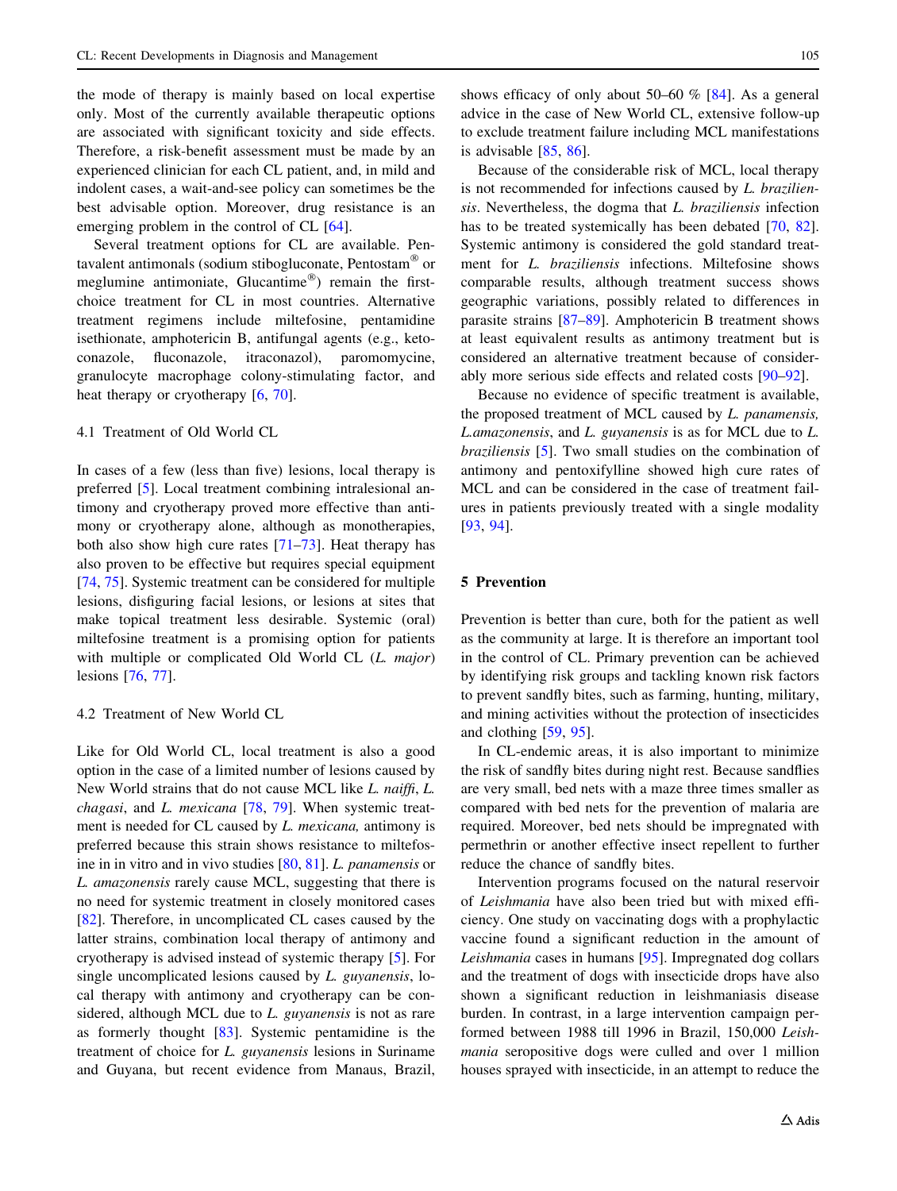the mode of therapy is mainly based on local expertise only. Most of the currently available therapeutic options are associated with significant toxicity and side effects. Therefore, a risk-benefit assessment must be made by an experienced clinician for each CL patient, and, in mild and indolent cases, a wait-and-see policy can sometimes be the best advisable option. Moreover, drug resistance is an emerging problem in the control of CL [64].

Several treatment options for CL are available. Pentavalent antimonals (sodium stibogluconate, Pentostam® or meglumine antimoniate, Glucantime®) remain the first-choice treatment for CL in most countries. Alternative treatment regimens include miltefosine, pentamidine isethionate, amphotericin B, antifungal agents (e.g., ketoconazole, fluconazole, itraconazol), paromomycine, granulocyte macrophage colony-stimulating factor, and heat therapy or cryotherapy [6, 70].

### 4.1 Treatment of Old World CL

In cases of a few (less than five) lesions, local therapy is preferred [5]. Local treatment combining intralesional antimony and cryotherapy proved more effective than antimony or cryotherapy alone, although as monotherapies, both also show high cure rates [71–73]. Heat therapy has also proven to be effective but requires special equipment [74, 75]. Systemic treatment can be considered for multiple lesions, disfiguring facial lesions, or lesions at sites that make topical treatment less desirable. Systemic (oral) miltefosine treatment is a promising option for patients with multiple or complicated Old World CL (*L. major*) lesions [76, 77].

### 4.2 Treatment of New World CL

Like for Old World CL, local treatment is also a good option in the case of a limited number of lesions caused by New World strains that do not cause MCL like *L. naiffi*, *L. chagasi*, and *L. mexicana* [78, 79]. When systemic treatment is needed for CL caused by *L. mexicana,* antimony is preferred because this strain shows resistance to miltefosine in in vitro and in vivo studies [80, 81]. *L. panamensis* or *L. amazonensis* rarely cause MCL, suggesting that there is no need for systemic treatment in closely monitored cases [82]. Therefore, in uncomplicated CL cases caused by the latter strains, combination local therapy of antimony and cryotherapy is advised instead of systemic therapy [5]. For single uncomplicated lesions caused by *L. guyanensis*, local therapy with antimony and cryotherapy can be considered, although MCL due to *L. guyanensis* is not as rare as formerly thought [83]. Systemic pentamidine is the treatment of choice for *L. guyanensis* lesions in Suriname and Guyana, but recent evidence from Manaus, Brazil, shows efficacy of only about 50–60 % [84]. As a general advice in the case of New World CL, extensive follow-up to exclude treatment failure including MCL manifestations is advisable [85, 86].

Because of the considerable risk of MCL, local therapy is not recommended for infections caused by *L. braziliensis*. Nevertheless, the dogma that *L. braziliensis* infection has to be treated systemically has been debated [70, 82]. Systemic antimony is considered the gold standard treatment for *L. braziliensis* infections. Miltefosine shows comparable results, although treatment success shows geographic variations, possibly related to differences in parasite strains [87–89]. Amphotericin B treatment shows at least equivalent results as antimony treatment but is considered an alternative treatment because of considerably more serious side effects and related costs [90–92].

Because no evidence of specific treatment is available, the proposed treatment of MCL caused by *L. panamensis, L.amazonensis*, and *L. guyanensis* is as for MCL due to *L. braziliensis* [5]. Two small studies on the combination of antimony and pentoxifylline showed high cure rates of MCL and can be considered in the case of treatment failures in patients previously treated with a single modality [93, 94].

## 5 Prevention

Prevention is better than cure, both for the patient as well as the community at large. It is therefore an important tool in the control of CL. Primary prevention can be achieved by identifying risk groups and tackling known risk factors to prevent sandfly bites, such as farming, hunting, military, and mining activities without the protection of insecticides and clothing [59, 95].

In CL-endemic areas, it is also important to minimize the risk of sandfly bites during night rest. Because sandflies are very small, bed nets with a maze three times smaller as compared with bed nets for the prevention of malaria are required. Moreover, bed nets should be impregnated with permethrin or another effective insect repellent to further reduce the chance of sandfly bites.

Intervention programs focused on the natural reservoir of *Leishmania* have also been tried but with mixed efficiency. One study on vaccinating dogs with a prophylactic vaccine found a significant reduction in the amount of *Leishmania* cases in humans [95]. Impregnated dog collars and the treatment of dogs with insecticide drops have also shown a significant reduction in leishmaniasis disease burden. In contrast, in a large intervention campaign performed between 1988 till 1996 in Brazil, 150,000 *Leishmania* seropositive dogs were culled and over 1 million houses sprayed with insecticide, in an attempt to reduce the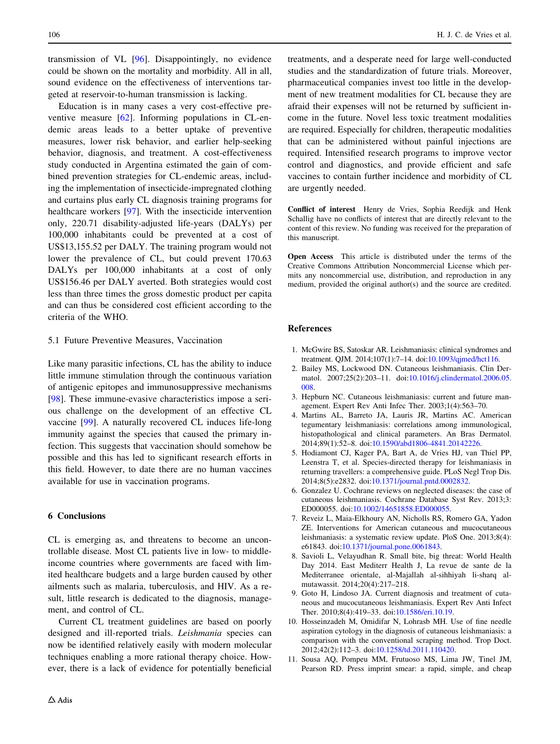transmission of VL [96]. Disappointingly, no evidence could be shown on the mortality and morbidity. All in all, sound evidence on the effectiveness of interventions targeted at reservoir-to-human transmission is lacking.

Education is in many cases a very cost-effective preventive measure [62]. Informing populations in CL-endemic areas leads to a better uptake of preventive measures, lower risk behavior, and earlier help-seeking behavior, diagnosis, and treatment. A cost-effectiveness study conducted in Argentina estimated the gain of combined prevention strategies for CL-endemic areas, including the implementation of insecticide-impregnated clothing and curtains plus early CL diagnosis training programs for healthcare workers [97]. With the insecticide intervention only, 220.71 disability-adjusted life-years (DALYs) per 100,000 inhabitants could be prevented at a cost of US$13,155.52 per DALY. The training program would not lower the prevalence of CL, but could prevent 170.63 DALYs per 100,000 inhabitants at a cost of only US$156.46 per DALY averted. Both strategies would cost less than three times the gross domestic product per capita and can thus be considered cost efficient according to the criteria of the WHO.

### 5.1 Future Preventive Measures, Vaccination

Like many parasitic infections, CL has the ability to induce little immune stimulation through the continuous variation of antigenic epitopes and immunosuppressive mechanisms [98]. These immune-evasive characteristics impose a serious challenge on the development of an effective CL vaccine [99]. A naturally recovered CL induces life-long immunity against the species that caused the primary infection. This suggests that vaccination should somehow be possible and this has led to significant research efforts in this field. However, to date there are no human vaccines available for use in vaccination programs.

## 6 Conclusions

CL is emerging as, and threatens to become an uncontrollable disease. Most CL patients live in low- to middle-income countries where governments are faced with limited healthcare budgets and a large burden caused by other ailments such as malaria, tuberculosis, and HIV. As a result, little research is dedicated to the diagnosis, management, and control of CL.

Current CL treatment guidelines are based on poorly designed and ill-reported trials. *Leishmania* species can now be identified relatively easily with modern molecular techniques enabling a more rational therapy choice. However, there is a lack of evidence for potentially beneficial treatments, and a desperate need for large well-conducted studies and the standardization of future trials. Moreover, pharmaceutical companies invest too little in the development of new treatment modalities for CL because they are afraid their expenses will not be returned by sufficient income in the future. Novel less toxic treatment modalities are required. Especially for children, therapeutic modalities that can be administered without painful injections are required. Intensified research programs to improve vector control and diagnostics, and provide efficient and safe vaccines to contain further incidence and morbidity of CL are urgently needed.

**Conflict of interest** Henry de Vries, Sophia Reedijk and Henk Schallig have no conflicts of interest that are directly relevant to the content of this review. No funding was received for the preparation of this manuscript.

**Open Access** This article is distributed under the terms of the Creative Commons Attribution Noncommercial License which permits any noncommercial use, distribution, and reproduction in any medium, provided the original author(s) and the source are credited.

## References

1. McGwire BS, Satoskar AR. Leishmaniasis: clinical syndromes and treatment. QJM. 2014;107(1):7–14. doi:10.1093/qjmed/hct116.
2. Bailey MS, Lockwood DN. Cutaneous leishmaniasis. Clin Dermatol. 2007;25(2):203–11. doi:10.1016/j.clindermatol.2006.05.008.
3. Hepburn NC. Cutaneous leishmaniasis: current and future management. Expert Rev Anti Infec Ther. 2003;1(4):563–70.
4. Martins AL, Barreto JA, Lauris JR, Martins AC. American tegumentary leishmaniasis: correlations among immunological, histopathological and clinical parameters. An Bras Dermatol. 2014;89(1):52–8. doi:10.1590/abd1806-4841.20142226.
5. Hodiamont CJ, Kager PA, Bart A, de Vries HJ, van Thiel PP, Leenstra T, et al. Species-directed therapy for leishmaniasis in returning travellers: a comprehensive guide. PLoS Negl Trop Dis. 2014;8(5):e2832. doi:10.1371/journal.pntd.0002832.
6. Gonzalez U. Cochrane reviews on neglected diseases: the case of cutaneous leishmaniasis. Cochrane Database Syst Rev. 2013;3:ED000055. doi:10.1002/14651858.ED000055.
7. Reveiz L, Maia-Elkhoury AN, Nicholls RS, Romero GA, Yadon ZE. Interventions for American cutaneous and mucocutaneous leishmaniasis: a systematic review update. PloS One. 2013;8(4):e61843. doi:10.1371/journal.pone.0061843.
8. Savioli L, Velayudhan R. Small bite, big threat: World Health Day 2014. East Mediterr Health J, La revue de sante de la Mediterranee orientale, al-Majallah al-sihhiyah li-sharq al-mutawassit. 2014;20(4):217–218.
9. Goto H, Lindoso JA. Current diagnosis and treatment of cutaneous and mucocutaneous leishmaniasis. Expert Rev Anti Infect Ther. 2010;8(4):419–33. doi:10.1586/eri.10.19.
10. Hosseinzadeh M, Omidifar N, Lohrasb MH. Use of fine needle aspiration cytology in the diagnosis of cutaneous leishmaniasis: a comparison with the conventional scraping method. Trop Doct. 2012;42(2):112–3. doi:10.1258/td.2011.110420.
11. Sousa AQ, Pompeu MM, Frutuoso MS, Lima JW, Tinel JM, Pearson RD. Press imprint smear: a rapid, simple, and cheap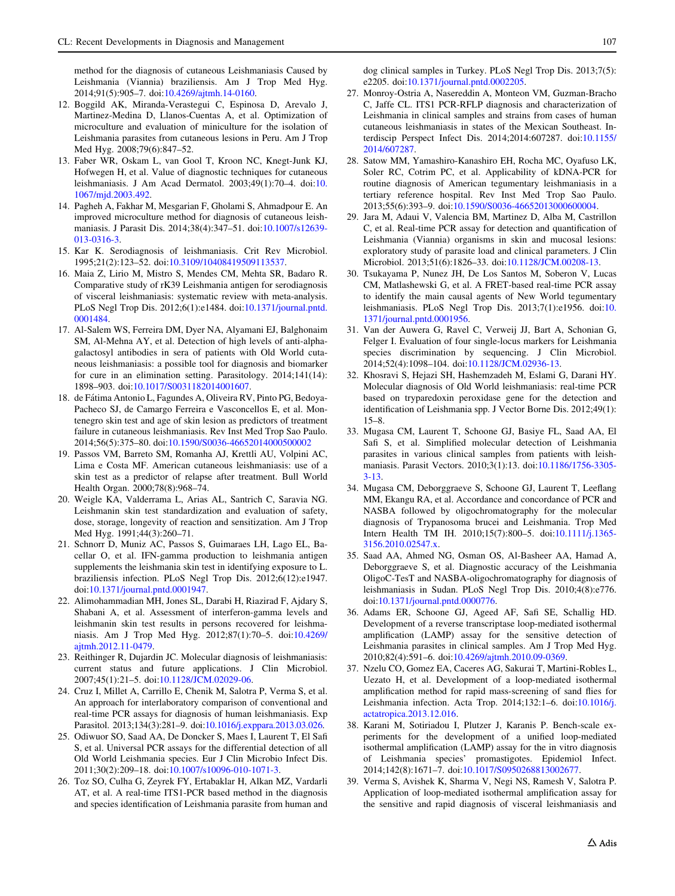method for the diagnosis of cutaneous Leishmaniasis Caused by Leishmania (Viannia) braziliensis. Am J Trop Med Hyg. 2014;91(5):905–7. doi:10.4269/ajtmh.14-0160.

12. Boggild AK, Miranda-Verastegui C, Espinosa D, Arevalo J, Martinez-Medina D, Llanos-Cuentas A, et al. Optimization of microculture and evaluation of miniculture for the isolation of Leishmania parasites from cutaneous lesions in Peru. Am J Trop Med Hyg. 2008;79(6):847–52.
13. Faber WR, Oskam L, van Gool T, Kroon NC, Knegt-Junk KJ, Hofwegen H, et al. Value of diagnostic techniques for cutaneous leishmaniasis. J Am Acad Dermatol. 2003;49(1):70–4. doi:10.1067/mjd.2003.492.
14. Pagheh A, Fakhar M, Mesgarian F, Gholami S, Ahmadpour E. An improved microculture method for diagnosis of cutaneous leishmaniasis. J Parasit Dis. 2014;38(4):347–51. doi:10.1007/s12639-013-0316-3.
15. Kar K. Serodiagnosis of leishmaniasis. Crit Rev Microbiol. 1995;21(2):123–52. doi:10.3109/10408419509113537.
16. Maia Z, Lirio M, Mistro S, Mendes CM, Mehta SR, Badaro R. Comparative study of rK39 Leishmania antigen for serodiagnosis of visceral leishmaniasis: systematic review with meta-analysis. PLoS Negl Trop Dis. 2012;6(1):e1484. doi:10.1371/journal.pntd.0001484.
17. Al-Salem WS, Ferreira DM, Dyer NA, Alyamani EJ, Balghonaim SM, Al-Mehna AY, et al. Detection of high levels of anti-alpha-galactosyl antibodies in sera of patients with Old World cutaneous leishmaniasis: a possible tool for diagnosis and biomarker for cure in an elimination setting. Parasitology. 2014;141(14):1898–903. doi:10.1017/S0031182014001607.
18. de Fátima Antonio L, Fagundes A, Oliveira RV, Pinto PG, Bedoya-Pacheco SJ, de Camargo Ferreira e Vasconcellos E, et al. Montenegro skin test and age of skin lesion as predictors of treatment failure in cutaneous leishmaniasis. Rev Inst Med Trop Sao Paulo. 2014;56(5):375–80. doi:10.1590/S0036-46652014000500002
19. Passos VM, Barreto SM, Romanha AJ, Krettli AU, Volpini AC, Lima e Costa MF. American cutaneous leishmaniasis: use of a skin test as a predictor of relapse after treatment. Bull World Health Organ. 2000;78(8):968–74.
20. Weigle KA, Valderrama L, Arias AL, Santrich C, Saravia NG. Leishmanin skin test standardization and evaluation of safety, dose, storage, longevity of reaction and sensitization. Am J Trop Med Hyg. 1991;44(3):260–71.
21. Schnorr D, Muniz AC, Passos S, Guimaraes LH, Lago EL, Bacellar O, et al. IFN-gamma production to leishmania antigen supplements the leishmania skin test in identifying exposure to L. braziliensis infection. PLoS Negl Trop Dis. 2012;6(12):e1947. doi:10.1371/journal.pntd.0001947.
22. Alimohammadian MH, Jones SL, Darabi H, Riazirad F, Ajdary S, Shabani A, et al. Assessment of interferon-gamma levels and leishmanin skin test results in persons recovered for leishmaniasis. Am J Trop Med Hyg. 2012;87(1):70–5. doi:10.4269/ajtmh.2012.11-0479.
23. Reithinger R, Dujardin JC. Molecular diagnosis of leishmaniasis: current status and future applications. J Clin Microbiol. 2007;45(1):21–5. doi:10.1128/JCM.02029-06.
24. Cruz I, Millet A, Carrillo E, Chenik M, Salotra P, Verma S, et al. An approach for interlaboratory comparison of conventional and real-time PCR assays for diagnosis of human leishmaniasis. Exp Parasitol. 2013;134(3):281–9. doi:10.1016/j.exppara.2013.03.026.
25. Odiwuor SO, Saad AA, De Doncker S, Maes I, Laurent T, El Safi S, et al. Universal PCR assays for the differential detection of all Old World Leishmania species. Eur J Clin Microbio Infect Dis. 2011;30(2):209–18. doi:10.1007/s10096-010-1071-3.
26. Toz SO, Culha G, Zeyrek FY, Ertabaklar H, Alkan MZ, Vardarli AT, et al. A real-time ITS1-PCR based method in the diagnosis and species identification of Leishmania parasite from human and dog clinical samples in Turkey. PLoS Negl Trop Dis. 2013;7(5):e2205. doi:10.1371/journal.pntd.0002205.
27. Monroy-Ostria A, Nasereddin A, Monteon VM, Guzman-Bracho C, Jaffe CL. ITS1 PCR-RFLP diagnosis and characterization of Leishmania in clinical samples and strains from cases of human cutaneous leishmaniasis in states of the Mexican Southeast. Interdiscip Perspect Infect Dis. 2014;2014:607287. doi:10.1155/2014/607287.
28. Satow MM, Yamashiro-Kanashiro EH, Rocha MC, Oyafuso LK, Soler RC, Cotrim PC, et al. Applicability of kDNA-PCR for routine diagnosis of American tegumentary leishmaniasis in a tertiary reference hospital. Rev Inst Med Trop Sao Paulo. 2013;55(6):393–9. doi:10.1590/S0036-46652013000600004.
29. Jara M, Adaui V, Valencia BM, Martinez D, Alba M, Castrillon C, et al. Real-time PCR assay for detection and quantification of Leishmania (Viannia) organisms in skin and mucosal lesions: exploratory study of parasite load and clinical parameters. J Clin Microbiol. 2013;51(6):1826–33. doi:10.1128/JCM.00208-13.
30. Tsukayama P, Nunez JH, De Los Santos M, Soberon V, Lucas CM, Matlashewski G, et al. A FRET-based real-time PCR assay to identify the main causal agents of New World tegumentary leishmaniasis. PLoS Negl Trop Dis. 2013;7(1):e1956. doi:10.1371/journal.pntd.0001956.
31. Van der Auwera G, Ravel C, Verweij JJ, Bart A, Schonian G, Felger I. Evaluation of four single-locus markers for Leishmania species discrimination by sequencing. J Clin Microbiol. 2014;52(4):1098–104. doi:10.1128/JCM.02936-13.
32. Khosravi S, Hejazi SH, Hashemzadeh M, Eslami G, Darani HY. Molecular diagnosis of Old World leishmaniasis: real-time PCR based on tryparedoxin peroxidase gene for the detection and identification of Leishmania spp. J Vector Borne Dis. 2012;49(1):15–8.
33. Mugasa CM, Laurent T, Schoone GJ, Basiye FL, Saad AA, El Safi S, et al. Simplified molecular detection of Leishmania parasites in various clinical samples from patients with leishmaniasis. Parasit Vectors. 2010;3(1):13. doi:10.1186/1756-3305-3-13.
34. Mugasa CM, Deborggraeve S, Schoone GJ, Laurent T, Leeflang MM, Ekangu RA, et al. Accordance and concordance of PCR and NASBA followed by oligochromatography for the molecular diagnosis of Trypanosoma brucei and Leishmania. Trop Med Intern Health TM IH. 2010;15(7):800–5. doi:10.1111/j.1365-3156.2010.02547.x.
35. Saad AA, Ahmed NG, Osman OS, Al-Basheer AA, Hamad A, Deborggraeve S, et al. Diagnostic accuracy of the Leishmania OligoC-TesT and NASBA-oligochromatography for diagnosis of leishmaniasis in Sudan. PLoS Negl Trop Dis. 2010;4(8):e776. doi:10.1371/journal.pntd.0000776.
36. Adams ER, Schoone GJ, Ageed AF, Safi SE, Schallig HD. Development of a reverse transcriptase loop-mediated isothermal amplification (LAMP) assay for the sensitive detection of Leishmania parasites in clinical samples. Am J Trop Med Hyg. 2010;82(4):591–6. doi:10.4269/ajtmh.2010.09-0369.
37. Nzelu CO, Gomez EA, Caceres AG, Sakurai T, Martini-Robles L, Uezato H, et al. Development of a loop-mediated isothermal amplification method for rapid mass-screening of sand flies for Leishmania infection. Acta Trop. 2014;132:1–6. doi:10.1016/j.actatropica.2013.12.016.
38. Karani M, Sotiriadou I, Plutzer J, Karanis P. Bench-scale experiments for the development of a unified loop-mediated isothermal amplification (LAMP) assay for the in vitro diagnosis of Leishmania species' promastigotes. Epidemiol Infect. 2014;142(8):1671–7. doi:10.1017/S0950268813002677.
39. Verma S, Avishek K, Sharma V, Negi NS, Ramesh V, Salotra P. Application of loop-mediated isothermal amplification assay for the sensitive and rapid diagnosis of visceral leishmaniasis and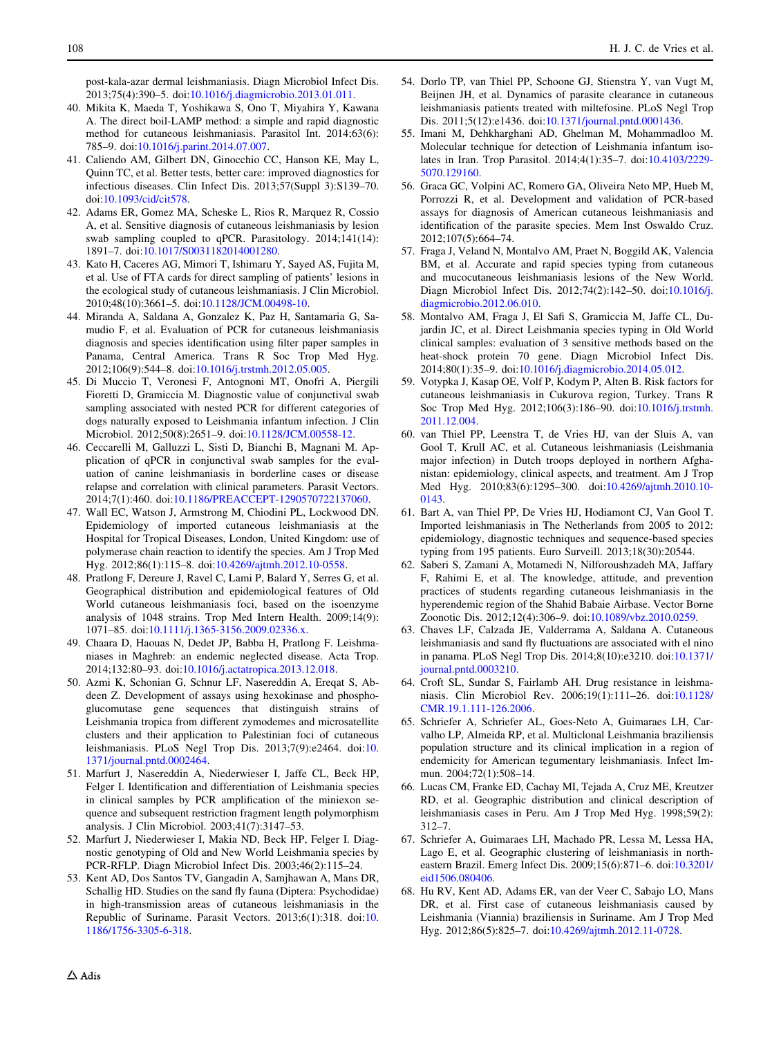post-kala-azar dermal leishmaniasis. Diagn Microbiol Infect Dis. 2013;75(4):390–5. doi:10.1016/j.diagmicrobio.2013.01.011.

40. Mikita K, Maeda T, Yoshikawa S, Ono T, Miyahira Y, Kawana A. The direct boil-LAMP method: a simple and rapid diagnostic method for cutaneous leishmaniasis. Parasitol Int. 2014;63(6): 785–9. doi:10.1016/j.parint.2014.07.007.
41. Caliendo AM, Gilbert DN, Ginocchio CC, Hanson KE, May L, Quinn TC, et al. Better tests, better care: improved diagnostics for infectious diseases. Clin Infect Dis. 2013;57(Suppl 3):S139–70. doi:10.1093/cid/cit578.
42. Adams ER, Gomez MA, Scheske L, Rios R, Marquez R, Cossio A, et al. Sensitive diagnosis of cutaneous leishmaniasis by lesion swab sampling coupled to qPCR. Parasitology. 2014;141(14): 1891–7. doi:10.1017/S0031182014001280.
43. Kato H, Caceres AG, Mimori T, Ishimaru Y, Sayed AS, Fujita M, et al. Use of FTA cards for direct sampling of patients' lesions in the ecological study of cutaneous leishmaniasis. J Clin Microbiol. 2010;48(10):3661–5. doi:10.1128/JCM.00498-10.
44. Miranda A, Saldana A, Gonzalez K, Paz H, Santamaria G, Samudio F, et al. Evaluation of PCR for cutaneous leishmaniasis diagnosis and species identification using filter paper samples in Panama, Central America. Trans R Soc Trop Med Hyg. 2012;106(9):544–8. doi:10.1016/j.trstmh.2012.05.005.
45. Di Muccio T, Veronesi F, Antognoni MT, Onofri A, Piergili Fioretti D, Gramiccia M. Diagnostic value of conjunctival swab sampling associated with nested PCR for different categories of dogs naturally exposed to Leishmania infantum infection. J Clin Microbiol. 2012;50(8):2651–9. doi:10.1128/JCM.00558-12.
46. Ceccarelli M, Galluzzi L, Sisti D, Bianchi B, Magnani M. Application of qPCR in conjunctival swab samples for the evaluation of canine leishmaniasis in borderline cases or disease relapse and correlation with clinical parameters. Parasit Vectors. 2014;7(1):460. doi:10.1186/PREACCEPT-1290570722137060.
47. Wall EC, Watson J, Armstrong M, Chiodini PL, Lockwood DN. Epidemiology of imported cutaneous leishmaniasis at the Hospital for Tropical Diseases, London, United Kingdom: use of polymerase chain reaction to identify the species. Am J Trop Med Hyg. 2012;86(1):115–8. doi:10.4269/ajtmh.2012.10-0558.
48. Pratlong F, Dereure J, Ravel C, Lami P, Balard Y, Serres G, et al. Geographical distribution and epidemiological features of Old World cutaneous leishmaniasis foci, based on the isoenzyme analysis of 1048 strains. Trop Med Intern Health. 2009;14(9): 1071–85. doi:10.1111/j.1365-3156.2009.02336.x.
49. Chaara D, Haouas N, Dedet JP, Babba H, Pratlong F. Leishmaniases in Maghreb: an endemic neglected disease. Acta Trop. 2014;132:80–93. doi:10.1016/j.actatropica.2013.12.018.
50. Azmi K, Schonian G, Schnur LF, Nasereddin A, Ereqat S, Abdeen Z. Development of assays using hexokinase and phosphoglucomutase gene sequences that distinguish strains of Leishmania tropica from different zymodemes and microsatellite clusters and their application to Palestinian foci of cutaneous leishmaniasis. PLoS Negl Trop Dis. 2013;7(9):e2464. doi:10.1371/journal.pntd.0002464.
51. Marfurt J, Nasereddin A, Niederwieser I, Jaffe CL, Beck HP, Felger I. Identification and differentiation of Leishmania species in clinical samples by PCR amplification of the miniexon sequence and subsequent restriction fragment length polymorphism analysis. J Clin Microbiol. 2003;41(7):3147–53.
52. Marfurt J, Niederwieser I, Makia ND, Beck HP, Felger I. Diagnostic genotyping of Old and New World Leishmania species by PCR-RFLP. Diagn Microbiol Infect Dis. 2003;46(2):115–24.
53. Kent AD, Dos Santos TV, Gangadin A, Samjhawan A, Mans DR, Schallig HD. Studies on the sand fly fauna (Diptera: Psychodidae) in high-transmission areas of cutaneous leishmaniasis in the Republic of Suriname. Parasit Vectors. 2013;6(1):318. doi:10.1186/1756-3305-6-318.
54. Dorlo TP, van Thiel PP, Schoone GJ, Stienstra Y, van Vugt M, Beijnen JH, et al. Dynamics of parasite clearance in cutaneous leishmaniasis patients treated with miltefosine. PLoS Negl Trop Dis. 2011;5(12):e1436. doi:10.1371/journal.pntd.0001436.
55. Imani M, Dehkharghani AD, Ghelman M, Mohammadloo M. Molecular technique for detection of Leishmania infantum isolates in Iran. Trop Parasitol. 2014;4(1):35–7. doi:10.4103/2229-5070.129160.
56. Graca GC, Volpini AC, Romero GA, Oliveira Neto MP, Hueb M, Porrozzi R, et al. Development and validation of PCR-based assays for diagnosis of American cutaneous leishmaniasis and identification of the parasite species. Mem Inst Oswaldo Cruz. 2012;107(5):664–74.
57. Fraga J, Veland N, Montalvo AM, Praet N, Boggild AK, Valencia BM, et al. Accurate and rapid species typing from cutaneous and mucocutaneous leishmaniasis lesions of the New World. Diagn Microbiol Infect Dis. 2012;74(2):142–50. doi:10.1016/j.diagmicrobio.2012.06.010.
58. Montalvo AM, Fraga J, El Safi S, Gramiccia M, Jaffe CL, Dujardin JC, et al. Direct Leishmania species typing in Old World clinical samples: evaluation of 3 sensitive methods based on the heat-shock protein 70 gene. Diagn Microbiol Infect Dis. 2014;80(1):35–9. doi:10.1016/j.diagmicrobio.2014.05.012.
59. Votypka J, Kasap OE, Volf P, Kodym P, Alten B. Risk factors for cutaneous leishmaniasis in Cukurova region, Turkey. Trans R Soc Trop Med Hyg. 2012;106(3):186–90. doi:10.1016/j.trstmh.2011.12.004.
60. van Thiel PP, Leenstra T, de Vries HJ, van der Sluis A, van Gool T, Krull AC, et al. Cutaneous leishmaniasis (Leishmania major infection) in Dutch troops deployed in northern Afghanistan: epidemiology, clinical aspects, and treatment. Am J Trop Med Hyg. 2010;83(6):1295–300. doi:10.4269/ajtmh.2010.10-0143.
61. Bart A, van Thiel PP, De Vries HJ, Hodiamont CJ, Van Gool T. Imported leishmaniasis in The Netherlands from 2005 to 2012: epidemiology, diagnostic techniques and sequence-based species typing from 195 patients. Euro Surveill. 2013;18(30):20544.
62. Saberi S, Zamani A, Motamedi N, Nilforoushzadeh MA, Jaffary F, Rahimi E, et al. The knowledge, attitude, and prevention practices of students regarding cutaneous leishmaniasis in the hyperendemic region of the Shahid Babaie Airbase. Vector Borne Zoonotic Dis. 2012;12(4):306–9. doi:10.1089/vbz.2010.0259.
63. Chaves LF, Calzada JE, Valderrama A, Saldana A. Cutaneous leishmaniasis and sand fly fluctuations are associated with el nino in panama. PLoS Negl Trop Dis. 2014;8(10):e3210. doi:10.1371/journal.pntd.0003210.
64. Croft SL, Sundar S, Fairlamb AH. Drug resistance in leishmaniasis. Clin Microbiol Rev. 2006;19(1):111–26. doi:10.1128/CMR.19.1.111-126.2006.
65. Schriefer A, Schriefer AL, Goes-Neto A, Guimaraes LH, Carvalho LP, Almeida RP, et al. Multiclonal Leishmania braziliensis population structure and its clinical implication in a region of endemicity for American tegumentary leishmaniasis. Infect Immun. 2004;72(1):508–14.
66. Lucas CM, Franke ED, Cachay MI, Tejada A, Cruz ME, Kreutzer RD, et al. Geographic distribution and clinical description of leishmaniasis cases in Peru. Am J Trop Med Hyg. 1998;59(2): 312–7.
67. Schriefer A, Guimaraes LH, Machado PR, Lessa M, Lessa HA, Lago E, et al. Geographic clustering of leishmaniasis in northeastern Brazil. Emerg Infect Dis. 2009;15(6):871–6. doi:10.3201/eid1506.080406.
68. Hu RV, Kent AD, Adams ER, van der Veer C, Sabajo LO, Mans DR, et al. First case of cutaneous leishmaniasis caused by Leishmania (Viannia) braziliensis in Suriname. Am J Trop Med Hyg. 2012;86(5):825–7. doi:10.4269/ajtmh.2012.11-0728.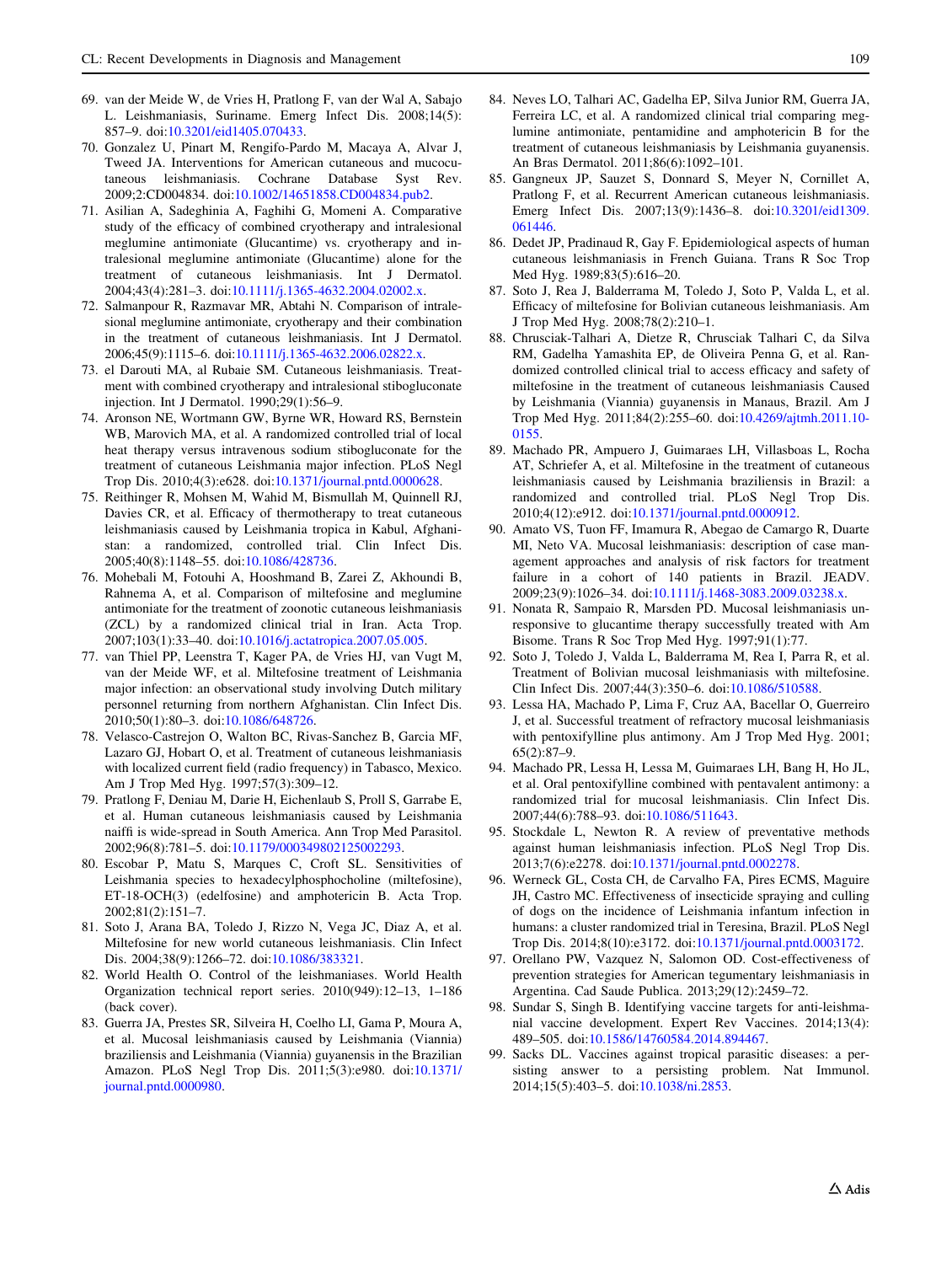69. van der Meide W, de Vries H, Pratlong F, van der Wal A, Sabajo L. Leishmaniasis, Suriname. Emerg Infect Dis. 2008;14(5): 857–9. doi:10.3201/eid1405.070433.
70. Gonzalez U, Pinart M, Rengifo-Pardo M, Macaya A, Alvar J, Tweed JA. Interventions for American cutaneous and mucocutaneous leishmaniasis. Cochrane Database Syst Rev. 2009;2:CD004834. doi:10.1002/14651858.CD004834.pub2.
71. Asilian A, Sadeghinia A, Faghihi G, Momeni A. Comparative study of the efficacy of combined cryotherapy and intralesional meglumine antimoniate (Glucantime) vs. cryotherapy and intralesional meglumine antimoniate (Glucantime) alone for the treatment of cutaneous leishmaniasis. Int J Dermatol. 2004;43(4):281–3. doi:10.1111/j.1365-4632.2004.02002.x.
72. Salmanpour R, Razmavar MR, Abtahi N. Comparison of intralesional meglumine antimoniate, cryotherapy and their combination in the treatment of cutaneous leishmaniasis. Int J Dermatol. 2006;45(9):1115–6. doi:10.1111/j.1365-4632.2006.02822.x.
73. el Darouti MA, al Rubaie SM. Cutaneous leishmaniasis. Treatment with combined cryotherapy and intralesional stibogluconate injection. Int J Dermatol. 1990;29(1):56–9.
74. Aronson NE, Wortmann GW, Byrne WR, Howard RS, Bernstein WB, Marovich MA, et al. A randomized controlled trial of local heat therapy versus intravenous sodium stibogluconate for the treatment of cutaneous Leishmania major infection. PLoS Negl Trop Dis. 2010;4(3):e628. doi:10.1371/journal.pntd.0000628.
75. Reithinger R, Mohsen M, Wahid M, Bismullah M, Quinnell RJ, Davies CR, et al. Efficacy of thermotherapy to treat cutaneous leishmaniasis caused by Leishmania tropica in Kabul, Afghanistan: a randomized, controlled trial. Clin Infect Dis. 2005;40(8):1148–55. doi:10.1086/428736.
76. Mohebali M, Fotouhi A, Hooshmand B, Zarei Z, Akhoundi B, Rahnema A, et al. Comparison of miltefosine and meglumine antimoniate for the treatment of zoonotic cutaneous leishmaniasis (ZCL) by a randomized clinical trial in Iran. Acta Trop. 2007;103(1):33–40. doi:10.1016/j.actatropica.2007.05.005.
77. van Thiel PP, Leenstra T, Kager PA, de Vries HJ, van Vugt M, van der Meide WF, et al. Miltefosine treatment of Leishmania major infection: an observational study involving Dutch military personnel returning from northern Afghanistan. Clin Infect Dis. 2010;50(1):80–3. doi:10.1086/648726.
78. Velasco-Castrejon O, Walton BC, Rivas-Sanchez B, Garcia MF, Lazaro GJ, Hobart O, et al. Treatment of cutaneous leishmaniasis with localized current field (radio frequency) in Tabasco, Mexico. Am J Trop Med Hyg. 1997;57(3):309–12.
79. Pratlong F, Deniau M, Darie H, Eichenlaub S, Proll S, Garrabe E, et al. Human cutaneous leishmaniasis caused by Leishmania naiffi is wide-spread in South America. Ann Trop Med Parasitol. 2002;96(8):781–5. doi:10.1179/000349802125002293.
80. Escobar P, Matu S, Marques C, Croft SL. Sensitivities of Leishmania species to hexadecylphosphocholine (miltefosine), ET-18-OCH(3) (edelfosine) and amphotericin B. Acta Trop. 2002;81(2):151–7.
81. Soto J, Arana BA, Toledo J, Rizzo N, Vega JC, Diaz A, et al. Miltefosine for new world cutaneous leishmaniasis. Clin Infect Dis. 2004;38(9):1266–72. doi:10.1086/383321.
82. World Health O. Control of the leishmaniases. World Health Organization technical report series. 2010(949):12–13, 1–186 (back cover).
83. Guerra JA, Prestes SR, Silveira H, Coelho LI, Gama P, Moura A, et al. Mucosal leishmaniasis caused by Leishmania (Viannia) braziliensis and Leishmania (Viannia) guyanensis in the Brazilian Amazon. PLoS Negl Trop Dis. 2011;5(3):e980. doi:10.1371/journal.pntd.0000980.
84. Neves LO, Talhari AC, Gadelha EP, Silva Junior RM, Guerra JA, Ferreira LC, et al. A randomized clinical trial comparing meglumine antimoniate, pentamidine and amphotericin B for the treatment of cutaneous leishmaniasis by Leishmania guyanensis. An Bras Dermatol. 2011;86(6):1092–101.
85. Gangneux JP, Sauzet S, Donnard S, Meyer N, Cornillet A, Pratlong F, et al. Recurrent American cutaneous leishmaniasis. Emerg Infect Dis. 2007;13(9):1436–8. doi:10.3201/eid1309.061446.
86. Dedet JP, Pradinaud R, Gay F. Epidemiological aspects of human cutaneous leishmaniasis in French Guiana. Trans R Soc Trop Med Hyg. 1989;83(5):616–20.
87. Soto J, Rea J, Balderrama M, Toledo J, Soto P, Valda L, et al. Efficacy of miltefosine for Bolivian cutaneous leishmaniasis. Am J Trop Med Hyg. 2008;78(2):210–1.
88. Chrusciak-Talhari A, Dietze R, Chrusciak Talhari C, da Silva RM, Gadelha Yamashita EP, de Oliveira Penna G, et al. Randomized controlled clinical trial to access efficacy and safety of miltefosine in the treatment of cutaneous leishmaniasis Caused by Leishmania (Viannia) guyanensis in Manaus, Brazil. Am J Trop Med Hyg. 2011;84(2):255–60. doi:10.4269/ajtmh.2011.10-0155.
89. Machado PR, Ampuero J, Guimaraes LH, Villasboas L, Rocha AT, Schriefer A, et al. Miltefosine in the treatment of cutaneous leishmaniasis caused by Leishmania braziliensis in Brazil: a randomized and controlled trial. PLoS Negl Trop Dis. 2010;4(12):e912. doi:10.1371/journal.pntd.0000912.
90. Amato VS, Tuon FF, Imamura R, Abegao de Camargo R, Duarte MI, Neto VA. Mucosal leishmaniasis: description of case management approaches and analysis of risk factors for treatment failure in a cohort of 140 patients in Brazil. JEADV. 2009;23(9):1026–34. doi:10.1111/j.1468-3083.2009.03238.x.
91. Nonata R, Sampaio R, Marsden PD. Mucosal leishmaniasis unresponsive to glucantime therapy successfully treated with Am Bisome. Trans R Soc Trop Med Hyg. 1997;91(1):77.
92. Soto J, Toledo J, Valda L, Balderrama M, Rea I, Parra R, et al. Treatment of Bolivian mucosal leishmaniasis with miltefosine. Clin Infect Dis. 2007;44(3):350–6. doi:10.1086/510588.
93. Lessa HA, Machado P, Lima F, Cruz AA, Bacellar O, Guerreiro J, et al. Successful treatment of refractory mucosal leishmaniasis with pentoxifylline plus antimony. Am J Trop Med Hyg. 2001; 65(2):87–9.
94. Machado PR, Lessa H, Lessa M, Guimaraes LH, Bang H, Ho JL, et al. Oral pentoxifylline combined with pentavalent antimony: a randomized trial for mucosal leishmaniasis. Clin Infect Dis. 2007;44(6):788–93. doi:10.1086/511643.
95. Stockdale L, Newton R. A review of preventative methods against human leishmaniasis infection. PLoS Negl Trop Dis. 2013;7(6):e2278. doi:10.1371/journal.pntd.0002278.
96. Werneck GL, Costa CH, de Carvalho FA, Pires ECMS, Maguire JH, Castro MC. Effectiveness of insecticide spraying and culling of dogs on the incidence of Leishmania infantum infection in humans: a cluster randomized trial in Teresina, Brazil. PLoS Negl Trop Dis. 2014;8(10):e3172. doi:10.1371/journal.pntd.0003172.
97. Orellano PW, Vazquez N, Salomon OD. Cost-effectiveness of prevention strategies for American tegumentary leishmaniasis in Argentina. Cad Saude Publica. 2013;29(12):2459–72.
98. Sundar S, Singh B. Identifying vaccine targets for anti-leishmanial vaccine development. Expert Rev Vaccines. 2014;13(4): 489–505. doi:10.1586/14760584.2014.894467.
99. Sacks DL. Vaccines against tropical parasitic diseases: a persisting answer to a persisting problem. Nat Immunol. 2014;15(5):403–5. doi:10.1038/ni.2853.